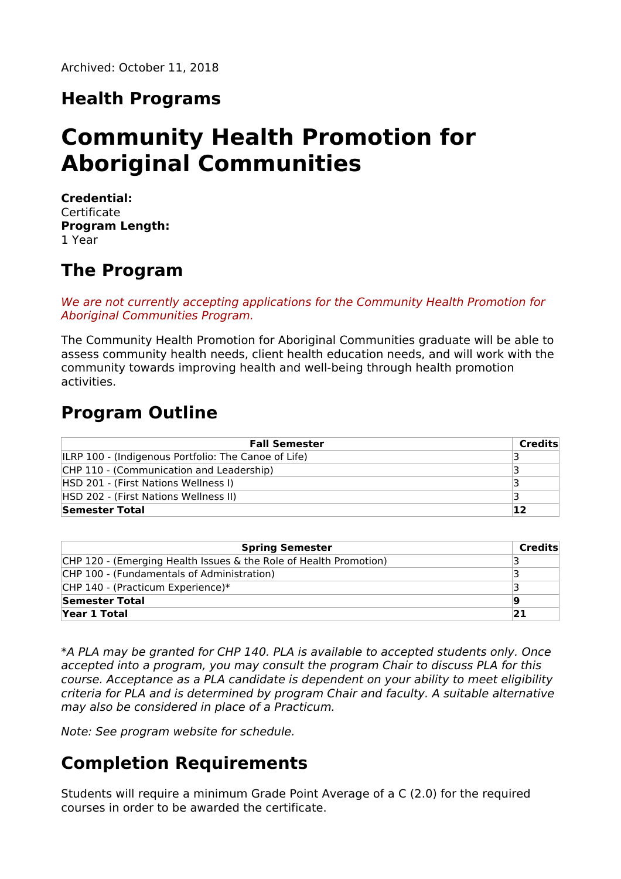Archived: October 11, 2018

## Health Programs

# Community Health Promotion for Aboriginal Communities

**Credential:**
Certificate
**Program Length:**
1 Year

## The Program

*We are not currently accepting applications for the Community Health Promotion for Aboriginal Communities Program.*

The Community Health Promotion for Aboriginal Communities graduate will be able to assess community health needs, client health education needs, and will work with the community towards improving health and well-being through health promotion activities.

## Program Outline

| Fall Semester | Credits |
|---|---|
| ILRP 100 - (Indigenous Portfolio: The Canoe of Life) | 3 |
| CHP 110 - (Communication and Leadership) | 3 |
| HSD 201 - (First Nations Wellness I) | 3 |
| HSD 202 - (First Nations Wellness II) | 3 |
| **Semester Total** | **12** |

| Spring Semester | Credits |
|---|---|
| CHP 120 - (Emerging Health Issues & the Role of Health Promotion) | 3 |
| CHP 100 - (Fundamentals of Administration) | 3 |
| CHP 140 - (Practicum Experience)* | 3 |
| **Semester Total** | **9** |
| **Year 1 Total** | **21** |

**A PLA may be granted for CHP 140. PLA is available to accepted students only. Once accepted into a program, you may consult the program Chair to discuss PLA for this course. Acceptance as a PLA candidate is dependent on your ability to meet eligibility criteria for PLA and is determined by program Chair and faculty. A suitable alternative may also be considered in place of a Practicum.*

*Note: See program website for schedule.*

## Completion Requirements

Students will require a minimum Grade Point Average of a C (2.0) for the required courses in order to be awarded the certificate.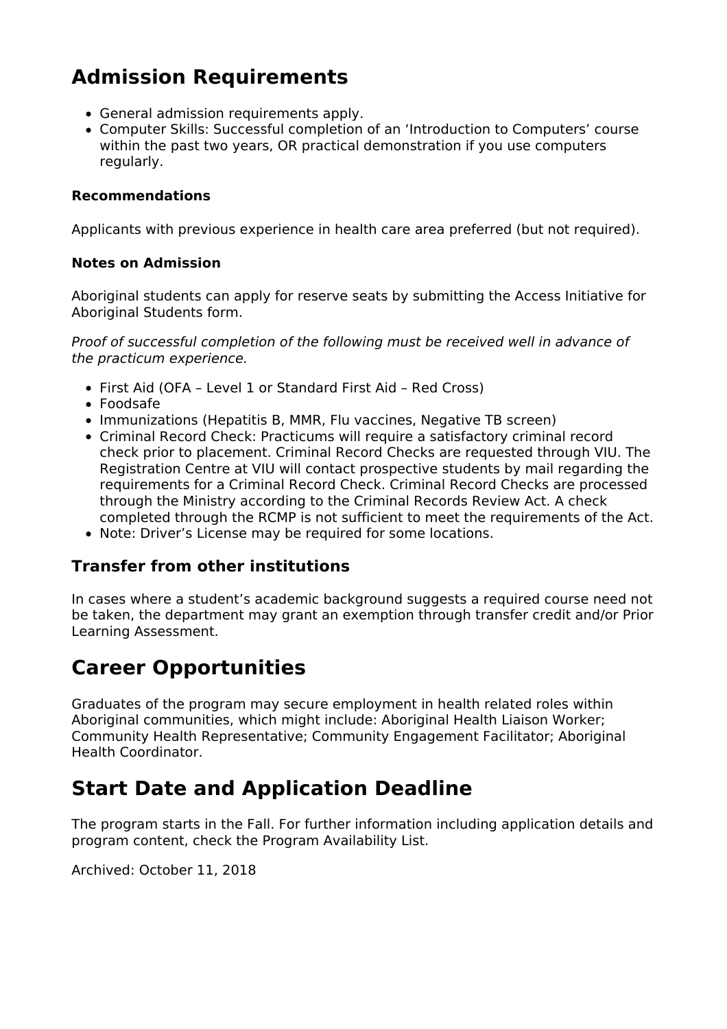# Admission Requirements

- General admission requirements apply.
- Computer Skills: Successful completion of an 'Introduction to Computers' course within the past two years, OR practical demonstration if you use computers regularly.

### Recommendations

Applicants with previous experience in health care area preferred (but not required).

### Notes on Admission

Aboriginal students can apply for reserve seats by submitting the Access Initiative for Aboriginal Students form.

*Proof of successful completion of the following must be received well in advance of the practicum experience.*

- First Aid (OFA – Level 1 or Standard First Aid – Red Cross)
- Foodsafe
- Immunizations (Hepatitis B, MMR, Flu vaccines, Negative TB screen)
- Criminal Record Check: Practicums will require a satisfactory criminal record check prior to placement. Criminal Record Checks are requested through VIU. The Registration Centre at VIU will contact prospective students by mail regarding the requirements for a Criminal Record Check. Criminal Record Checks are processed through the Ministry according to the Criminal Records Review Act. A check completed through the RCMP is not sufficient to meet the requirements of the Act.
- Note: Driver's License may be required for some locations.

## Transfer from other institutions

In cases where a student's academic background suggests a required course need not be taken, the department may grant an exemption through transfer credit and/or Prior Learning Assessment.

# Career Opportunities

Graduates of the program may secure employment in health related roles within Aboriginal communities, which might include: Aboriginal Health Liaison Worker; Community Health Representative; Community Engagement Facilitator; Aboriginal Health Coordinator.

# Start Date and Application Deadline

The program starts in the Fall. For further information including application details and program content, check the Program Availability List.

Archived: October 11, 2018